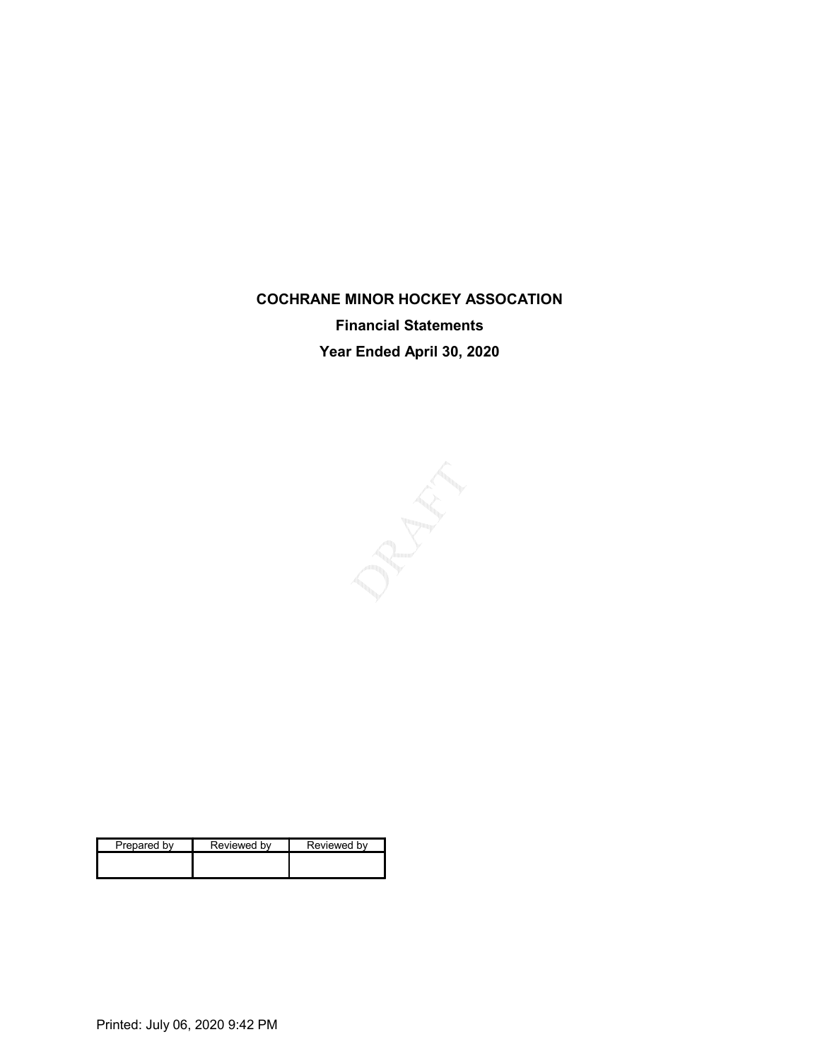# COCHRANE MINOR HOCKEY ASSOCATION

## Financial Statements

## Year Ended April 30, 2020

DRAFT

| Prepared by | Reviewed by | Reviewed by |
| --- | --- | --- |
| | | |

Printed: July 06, 2020 9:42 PM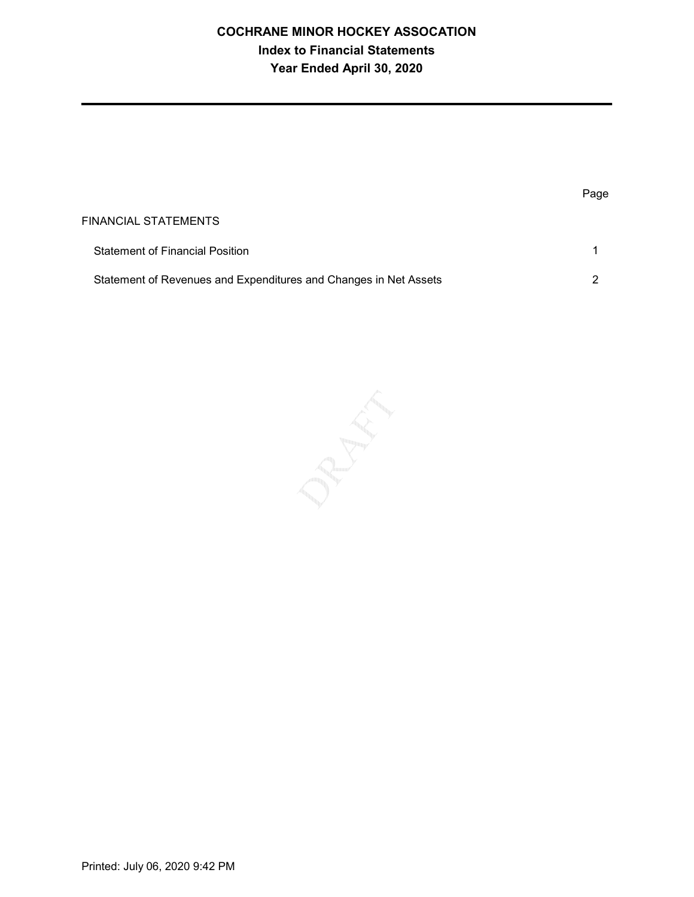# COCHRANE MINOR HOCKEY ASSOCATION
## Index to Financial Statements
## Year Ended April 30, 2020

| | Page |
|---|---|
| FINANCIAL STATEMENTS | |
| Statement of Financial Position | 1 |
| Statement of Revenues and Expenditures and Changes in Net Assets | 2 |

DRAFT

Printed: July 06, 2020 9:42 PM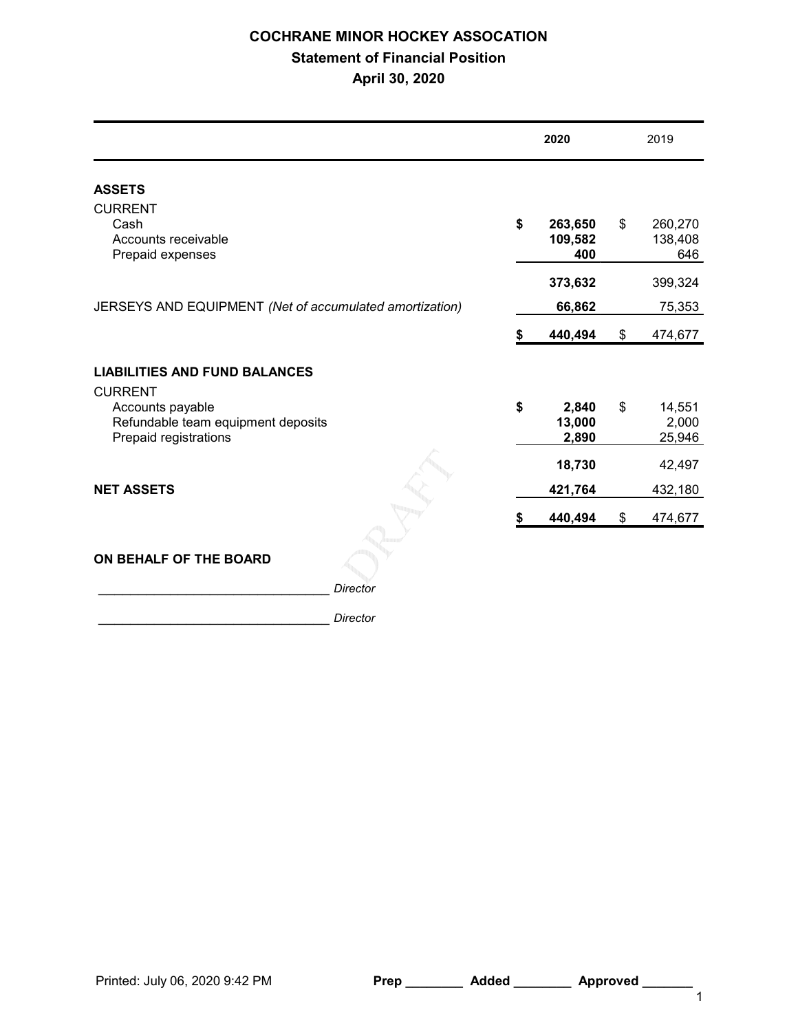# COCHRANE MINOR HOCKEY ASSOCATION

## Statement of Financial Position

## April 30, 2020

| | 2020 | 2019 |
|---|---|---|
| **ASSETS** | | |
| CURRENT | | |
| Cash | **$ 263,650** | $ 260,270 |
| Accounts receivable | **109,582** | 138,408 |
| Prepaid expenses | **400** | 646 |
| | **373,632** | 399,324 |
| JERSEYS AND EQUIPMENT *(Net of accumulated amortization)* | **66,862** | 75,353 |
| | **$ 440,494** | $ 474,677 |
| **LIABILITIES AND FUND BALANCES** | | |
| CURRENT | | |
| Accounts payable | **$ 2,840** | $ 14,551 |
| Refundable team equipment deposits | **13,000** | 2,000 |
| Prepaid registrations | **2,890** | 25,946 |
| | **18,730** | 42,497 |
| **NET ASSETS** | **421,764** | 432,180 |
| | **$ 440,494** | $ 474,677 |

**ON BEHALF OF THE BOARD**

_______________________________ *Director*

_______________________________ *Director*

Printed: July 06, 2020 9:42 PM **Prep** ________ **Added** ________ **Approved** _______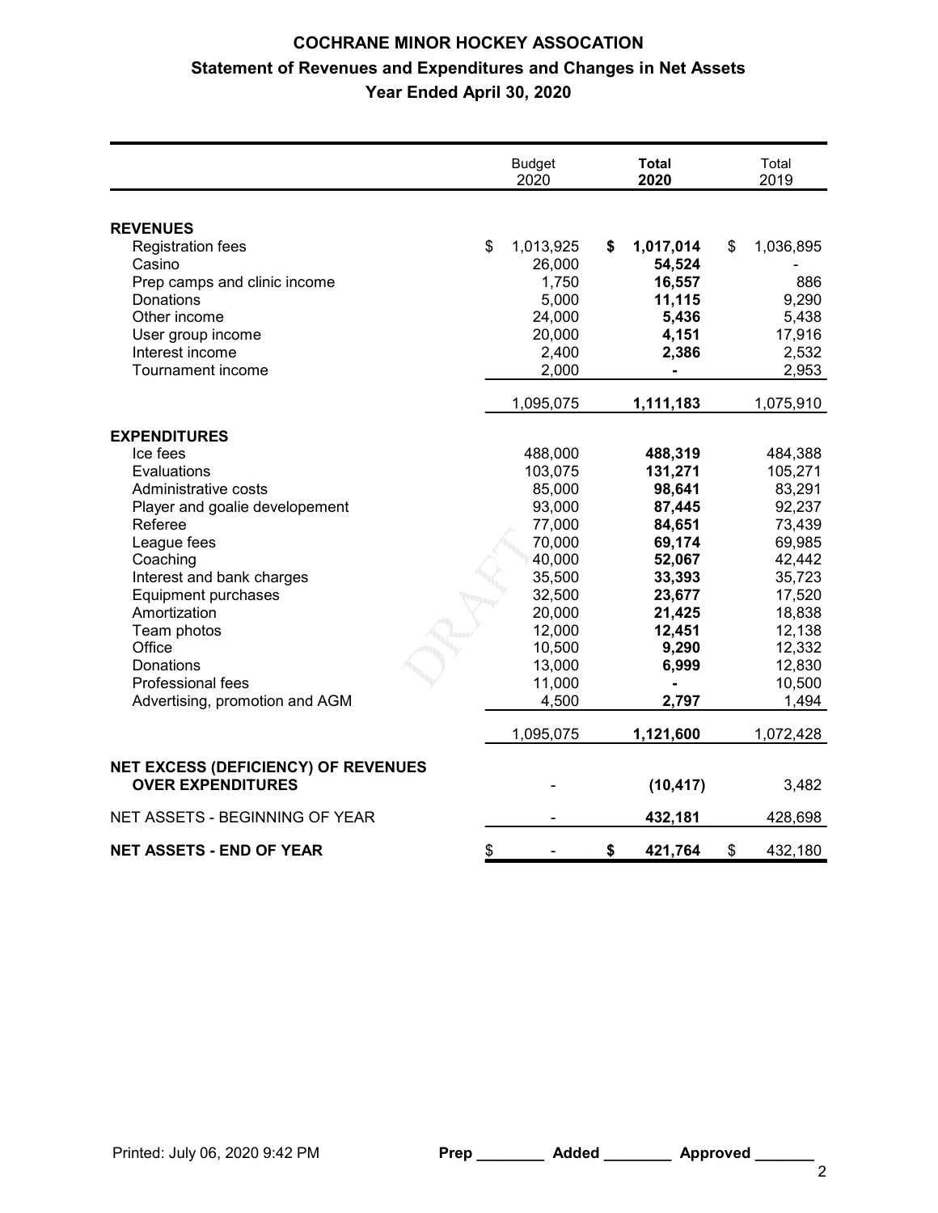# COCHRANE MINOR HOCKEY ASSOCATION

## Statement of Revenues and Expenditures and Changes in Net Assets

### Year Ended April 30, 2020

| | Budget 2020 | **Total 2020** | Total 2019 |
|---|---|---|---|
| **REVENUES** | | | |
| Registration fees | $ 1,013,925 | **$ 1,017,014** | $ 1,036,895 |
| Casino | 26,000 | **54,524** | - |
| Prep camps and clinic income | 1,750 | **16,557** | 886 |
| Donations | 5,000 | **11,115** | 9,290 |
| Other income | 24,000 | **5,436** | 5,438 |
| User group income | 20,000 | **4,151** | 17,916 |
| Interest income | 2,400 | **2,386** | 2,532 |
| Tournament income | 2,000 | **-** | 2,953 |
| | 1,095,075 | **1,111,183** | 1,075,910 |
| **EXPENDITURES** | | | |
| Ice fees | 488,000 | **488,319** | 484,388 |
| Evaluations | 103,075 | **131,271** | 105,271 |
| Administrative costs | 85,000 | **98,641** | 83,291 |
| Player and goalie developement | 93,000 | **87,445** | 92,237 |
| Referee | 77,000 | **84,651** | 73,439 |
| League fees | 70,000 | **69,174** | 69,985 |
| Coaching | 40,000 | **52,067** | 42,442 |
| Interest and bank charges | 35,500 | **33,393** | 35,723 |
| Equipment purchases | 32,500 | **23,677** | 17,520 |
| Amortization | 20,000 | **21,425** | 18,838 |
| Team photos | 12,000 | **12,451** | 12,138 |
| Office | 10,500 | **9,290** | 12,332 |
| Donations | 13,000 | **6,999** | 12,830 |
| Professional fees | 11,000 | **-** | 10,500 |
| Advertising, promotion and AGM | 4,500 | **2,797** | 1,494 |
| | 1,095,075 | **1,121,600** | 1,072,428 |
| **NET EXCESS (DEFICIENCY) OF REVENUES OVER EXPENDITURES** | - | **(10,417)** | 3,482 |
| NET ASSETS - BEGINNING OF YEAR | - | **432,181** | 428,698 |
| **NET ASSETS - END OF YEAR** | $ - | **$ 421,764** | $ 432,180 |

Printed: July 06, 2020 9:42 PM **Prep** ________ **Added** ________ **Approved** _______